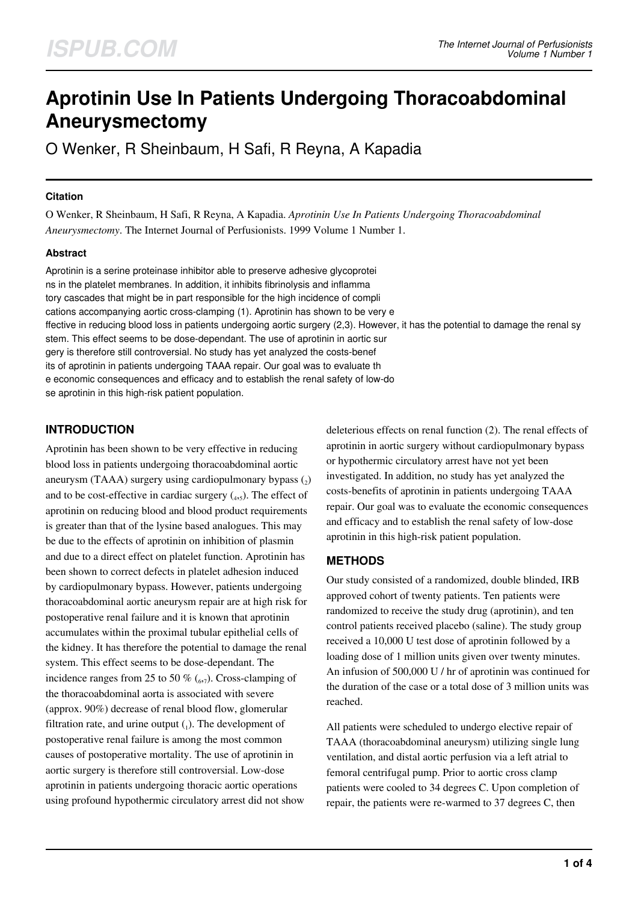# Aprotinin Use In Patients Undergoing Thoracoabdominal Aneurysmectomy

O Wenker, R Sheinbaum, H Safi, R Reyna, A Kapadia

### Citation

O Wenker, R Sheinbaum, H Safi, R Reyna, A Kapadia. *Aprotinin Use In Patients Undergoing Thoracoabdominal Aneurysmectomy*. The Internet Journal of Perfusionists. 1999 Volume 1 Number 1.

### Abstract

Aprotinin is a serine proteinase inhibitor able to preserve adhesive glycoproteins in the platelet membranes. In addition, it inhibits fibrinolysis and inflammatory cascades that might be in part responsible for the high incidence of complications accompanying aortic cross-clamping (1). Aprotinin has shown to be very effective in reducing blood loss in patients undergoing aortic surgery (2,3). However, it has the potential to damage the renal system. This effect seems to be dose-dependant. The use of aprotinin in aortic surgery is therefore still controversial. No study has yet analyzed the costs-benefits of aprotinin in patients undergoing TAAA repair. Our goal was to evaluate the economic consequences and efficacy and to establish the renal safety of low-dose aprotinin in this high-risk patient population.

## INTRODUCTION

Aprotinin has been shown to be very effective in reducing blood loss in patients undergoing thoracoabdominal aortic aneurysm (TAAA) surgery using cardiopulmonary bypass (2) and to be cost-effective in cardiac surgery (4,5). The effect of aprotinin on reducing blood and blood product requirements is greater than that of the lysine based analogues. This may be due to the effects of aprotinin on inhibition of plasmin and due to a direct effect on platelet function. Aprotinin has been shown to correct defects in platelet adhesion induced by cardiopulmonary bypass. However, patients undergoing thoracoabdominal aortic aneurysm repair are at high risk for postoperative renal failure and it is known that aprotinin accumulates within the proximal tubular epithelial cells of the kidney. It has therefore the potential to damage the renal system. This effect seems to be dose-dependant. The incidence ranges from 25 to 50 % (6,7). Cross-clamping of the thoracoabdominal aorta is associated with severe (approx. 90%) decrease of renal blood flow, glomerular filtration rate, and urine output (1). The development of postoperative renal failure is among the most common causes of postoperative mortality. The use of aprotinin in aortic surgery is therefore still controversial. Low-dose aprotinin in patients undergoing thoracic aortic operations using profound hypothermic circulatory arrest did not show deleterious effects on renal function (2). The renal effects of aprotinin in aortic surgery without cardiopulmonary bypass or hypothermic circulatory arrest have not yet been investigated. In addition, no study has yet analyzed the costs-benefits of aprotinin in patients undergoing TAAA repair. Our goal was to evaluate the economic consequences and efficacy and to establish the renal safety of low-dose aprotinin in this high-risk patient population.

## METHODS

Our study consisted of a randomized, double blinded, IRB approved cohort of twenty patients. Ten patients were randomized to receive the study drug (aprotinin), and ten control patients received placebo (saline). The study group received a 10,000 U test dose of aprotinin followed by a loading dose of 1 million units given over twenty minutes. An infusion of 500,000 U / hr of aprotinin was continued for the duration of the case or a total dose of 3 million units was reached.

All patients were scheduled to undergo elective repair of TAAA (thoracoabdominal aneurysm) utilizing single lung ventilation, and distal aortic perfusion via a left atrial to femoral centrifugal pump. Prior to aortic cross clamp patients were cooled to 34 degrees C. Upon completion of repair, the patients were re-warmed to 37 degrees C, then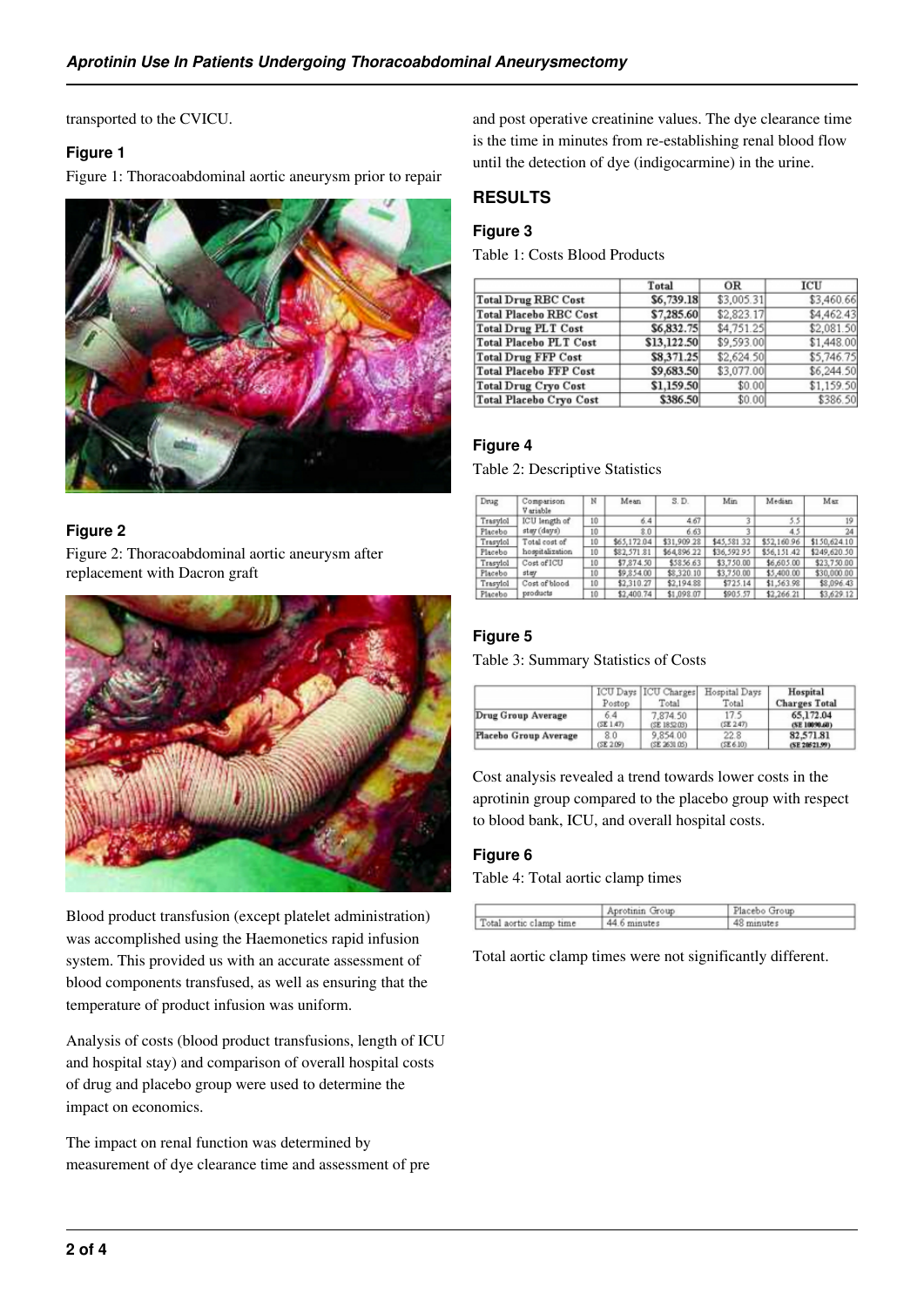transported to the CVICU.

### Figure 1

Figure 1: Thoracoabdominal aortic aneurysm prior to repair

### Figure 2

Figure 2: Thoracoabdominal aortic aneurysm after replacement with Dacron graft

Blood product transfusion (except platelet administration) was accomplished using the Haemonetics rapid infusion system. This provided us with an accurate assessment of blood components transfused, as well as ensuring that the temperature of product infusion was uniform.

Analysis of costs (blood product transfusions, length of ICU and hospital stay) and comparison of overall hospital costs of drug and placebo group were used to determine the impact on economics.

The impact on renal function was determined by measurement of dye clearance time and assessment of pre and post operative creatinine values. The dye clearance time is the time in minutes from re-establishing renal blood flow until the detection of dye (indigocarmine) in the urine.

## RESULTS

### Figure 3

Table 1: Costs Blood Products

| | Total | OR | ICU |
|---|---|---|---|
| **Total Drug RBC Cost** | **$6,739.18** | $3,005.31 | $3,460.66 |
| **Total Placebo RBC Cost** | **$7,285.60** | $2,823.17 | $4,462.43 |
| **Total Drug PLT Cost** | **$6,832.75** | $4,751.25 | $2,081.50 |
| **Total Placebo PLT Cost** | **$13,122.50** | $9,593.00 | $1,448.00 |
| **Total Drug FFP Cost** | **$8,371.25** | $2,624.50 | $5,746.75 |
| **Total Placebo FFP Cost** | **$9,683.50** | $3,077.00 | $6,244.50 |
| **Total Drug Cryo Cost** | **$1,159.50** | $0.00 | $1,159.50 |
| **Total Placebo Cryo Cost** | **$386.50** | $0.00 | $386.50 |

### Figure 4

Table 2: Descriptive Statistics

| Drug | Comparison Variable | N | Mean | S. D. | Min | Median | Max |
|---|---|---|---|---|---|---|---|
| Trasylol | ICU length of stay (days) | 10 | 6.4 | 4.67 | 3 | 5.5 | 19 |
| Placebo | | 10 | 8.0 | 6.63 | 3 | 4.5 | 24 |
| Trasylol | Total cost of hospitalization | 10 | $65,172.04 | $31,909.28 | $45,581.32 | $52,160.96 | $150,624.10 |
| Placebo | | 10 | $82,571.81 | $64,896.22 | $36,592.95 | $56,151.42 | $249,620.50 |
| Trasylol | Cost of ICU stay | 10 | $7,874.50 | $5856.63 | $3,750.00 | $6,605.00 | $23,750.00 |
| Placebo | | 10 | $9,854.00 | $8,320.10 | $3,750.00 | $5,400.00 | $30,000.00 |
| Trasylol | Cost of blood products | 10 | $2,310.27 | $2,194.88 | $725.14 | $1,563.98 | $8,096.43 |
| Placebo | | 10 | $2,400.74 | $1,098.07 | $905.57 | $2,266.21 | $3,629.12 |

### Figure 5

Table 3: Summary Statistics of Costs

| | ICU Days Postop | ICU Charges Total | Hospital Days Total | **Hospital Charges Total** |
|---|---|---|---|---|
| **Drug Group Average** | 6.4 (SE 1.47) | 7,874.50 (SE 1852.03) | 17.5 (SE 2.47) | **65,172.04 (SE 10090.60)** |
| **Placebo Group Average** | 8.0 (SE 2.09) | 9,854.00 (SE 2631.05) | 22.8 (SE 6.10) | **82,571.81 (SE 20521.99)** |

Cost analysis revealed a trend towards lower costs in the aprotinin group compared to the placebo group with respect to blood bank, ICU, and overall hospital costs.

### Figure 6

Table 4: Total aortic clamp times

| | Aprotinin Group | Placebo Group |
|---|---|---|
| Total aortic clamp time | 44.6 minutes | 48 minutes |

Total aortic clamp times were not significantly different.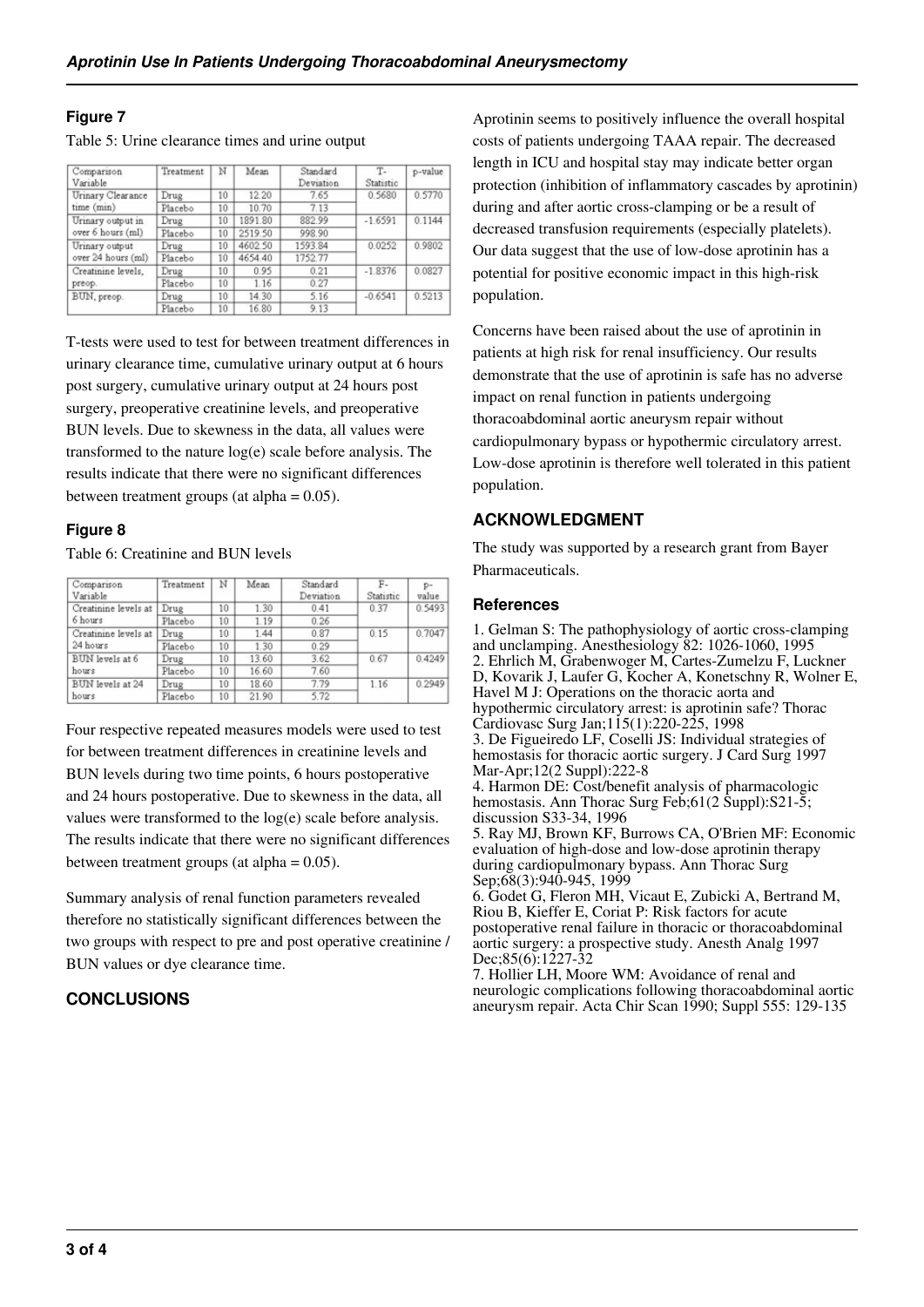### Figure 7

Table 5: Urine clearance times and urine output

| Comparison Variable | Treatment | N | Mean | Standard Deviation | T-Statistic | p-value |
|---|---|---|---|---|---|---|
| Urinary Clearance time (min) | Drug | 10 | 12.20 | 7.65 | 0.5680 | 0.5770 |
| | Placebo | 10 | 10.70 | 7.13 | | |
| Urinary output in over 6 hours (ml) | Drug | 10 | 1891.80 | 882.99 | -1.6591 | 0.1144 |
| | Placebo | 10 | 2519.50 | 998.90 | | |
| Urinary output over 24 hours (ml) | Drug | 10 | 4602.50 | 1593.84 | 0.0252 | 0.9802 |
| | Placebo | 10 | 4654.40 | 1752.77 | | |
| Creatinine levels, preop. | Drug | 10 | 0.95 | 0.21 | -1.8376 | 0.0827 |
| | Placebo | 10 | 1.16 | 0.27 | | |
| BUN, preop. | Drug | 10 | 14.30 | 5.16 | -0.6541 | 0.5213 |
| | Placebo | 10 | 16.80 | 9.13 | | |

T-tests were used to test for between treatment differences in urinary clearance time, cumulative urinary output at 6 hours post surgery, cumulative urinary output at 24 hours post surgery, preoperative creatinine levels, and preoperative BUN levels. Due to skewness in the data, all values were transformed to the nature log(e) scale before analysis. The results indicate that there were no significant differences between treatment groups (at alpha = 0.05).

### Figure 8

Table 6: Creatinine and BUN levels

| Comparison Variable | Treatment | N | Mean | Standard Deviation | F-Statistic | p-value |
|---|---|---|---|---|---|---|
| Creatinine levels at 6 hours | Drug | 10 | 1.30 | 0.41 | 0.37 | 0.5493 |
| | Placebo | 10 | 1.19 | 0.26 | | |
| Creatinine levels at 24 hours | Drug | 10 | 1.44 | 0.87 | 0.15 | 0.7047 |
| | Placebo | 10 | 1.30 | 0.29 | | |
| BUN levels at 6 hours | Drug | 10 | 13.60 | 3.62 | 0.67 | 0.4249 |
| | Placebo | 10 | 16.60 | 7.60 | | |
| BUN levels at 24 hours | Drug | 10 | 18.60 | 7.79 | 1.16 | 0.2949 |
| | Placebo | 10 | 21.90 | 5.72 | | |

Four respective repeated measures models were used to test for between treatment differences in creatinine levels and BUN levels during two time points, 6 hours postoperative and 24 hours postoperative. Due to skewness in the data, all values were transformed to the log(e) scale before analysis. The results indicate that there were no significant differences between treatment groups (at alpha = 0.05).

Summary analysis of renal function parameters revealed therefore no statistically significant differences between the two groups with respect to pre and post operative creatinine / BUN values or dye clearance time.

## CONCLUSIONS

Aprotinin seems to positively influence the overall hospital costs of patients undergoing TAAA repair. The decreased length in ICU and hospital stay may indicate better organ protection (inhibition of inflammatory cascades by aprotinin) during and after aortic cross-clamping or be a result of decreased transfusion requirements (especially platelets). Our data suggest that the use of low-dose aprotinin has a potential for positive economic impact in this high-risk population.

Concerns have been raised about the use of aprotinin in patients at high risk for renal insufficiency. Our results demonstrate that the use of aprotinin is safe has no adverse impact on renal function in patients undergoing thoracoabdominal aortic aneurysm repair without cardiopulmonary bypass or hypothermic circulatory arrest. Low-dose aprotinin is therefore well tolerated in this patient population.

## ACKNOWLEDGMENT

The study was supported by a research grant from Bayer Pharmaceuticals.

### References

1. Gelman S: The pathophysiology of aortic cross-clamping and unclamping. Anesthesiology 82: 1026-1060, 1995
2. Ehrlich M, Grabenwoger M, Cartes-Zumelzu F, Luckner D, Kovarik J, Laufer G, Kocher A, Konetschny R, Wolner E, Havel M J: Operations on the thoracic aorta and hypothermic circulatory arrest: is aprotinin safe? Thorac Cardiovasc Surg Jan;115(1):220-225, 1998
3. De Figueiredo LF, Coselli JS: Individual strategies of hemostasis for thoracic aortic surgery. J Card Surg 1997 Mar-Apr;12(2 Suppl):222-8
4. Harmon DE: Cost/benefit analysis of pharmacologic hemostasis. Ann Thorac Surg Feb;61(2 Suppl):S21-5; discussion S33-34, 1996
5. Ray MJ, Brown KF, Burrows CA, O'Brien MF: Economic evaluation of high-dose and low-dose aprotinin therapy during cardiopulmonary bypass. Ann Thorac Surg Sep;68(3):940-945, 1999
6. Godet G, Fleron MH, Vicaut E, Zubicki A, Bertrand M, Riou B, Kieffer E, Coriat P: Risk factors for acute postoperative renal failure in thoracic or thoracoabdominal aortic surgery: a prospective study. Anesth Analg 1997 Dec;85(6):1227-32
7. Hollier LH, Moore WM: Avoidance of renal and neurologic complications following thoracoabdominal aortic aneurysm repair. Acta Chir Scan 1990; Suppl 555: 129-135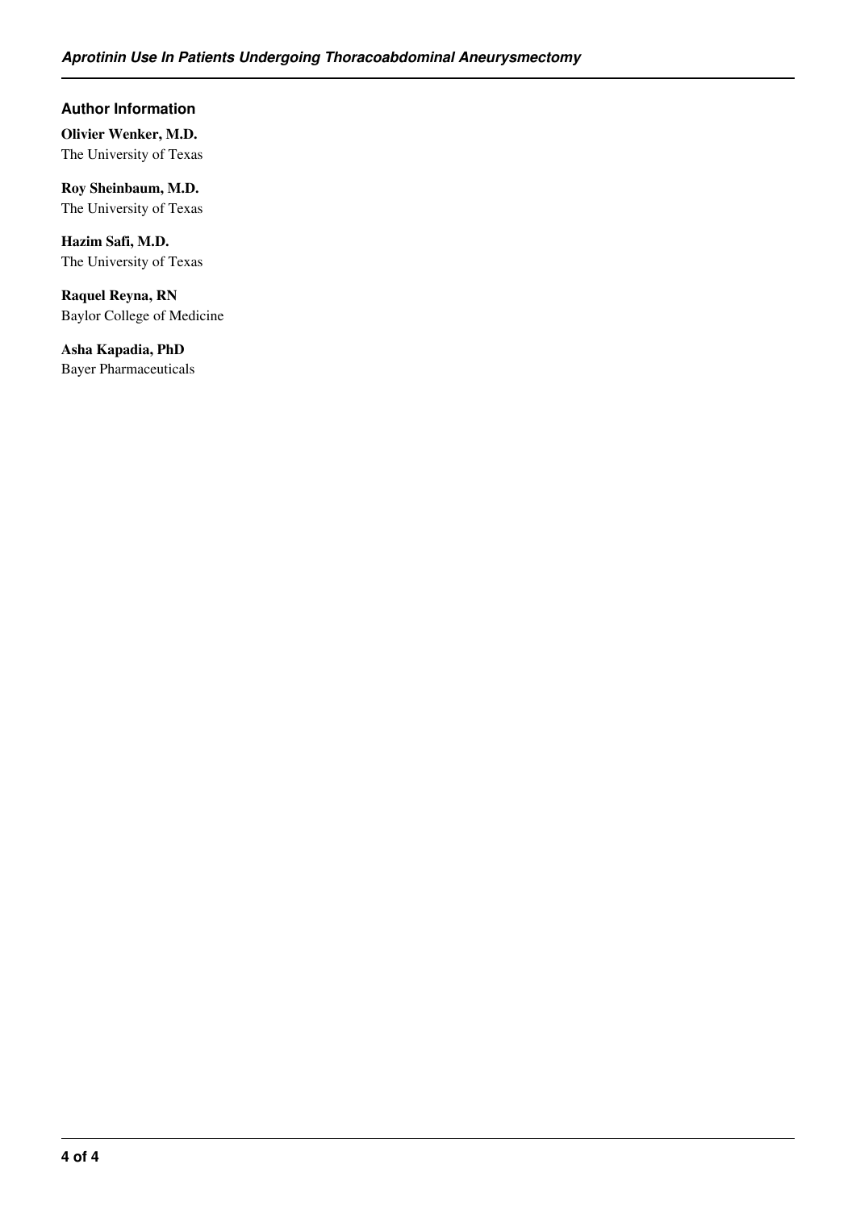## Author Information

**Olivier Wenker, M.D.**
The University of Texas

**Roy Sheinbaum, M.D.**
The University of Texas

**Hazim Safi, M.D.**
The University of Texas

**Raquel Reyna, RN**
Baylor College of Medicine

**Asha Kapadia, PhD**
Bayer Pharmaceuticals